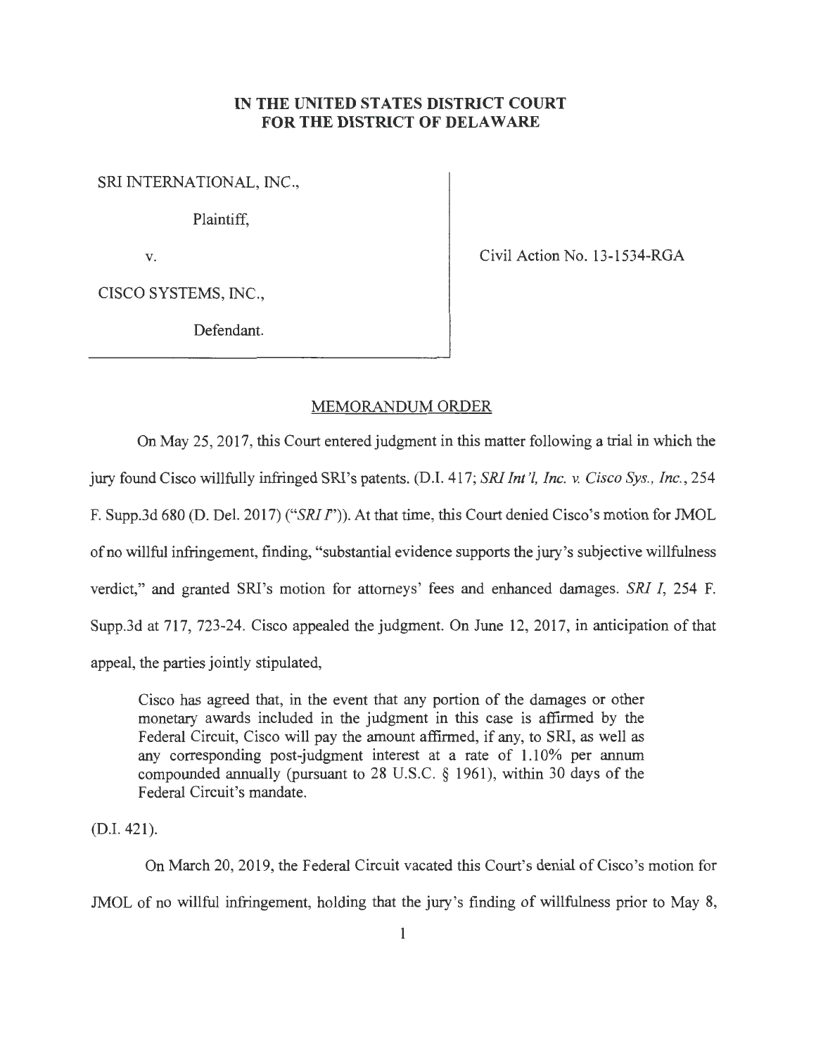# IN THE UNITED STATES DISTRICT COURT FOR THE DISTRICT OF DELAWARE

SRI INTERNATIONAL, INC.,

Plaintiff,

v.

CISCO SYSTEMS, INC.,

Defendant.

Civil Action No. 13-1534-RGA

## MEMORANDUM ORDER

On May 25, 2017, this Court entered judgment in this matter following a trial in which the jury found Cisco willfully infringed SRI's patents. (D.I. 417; *SRI Int'l, Inc. v. Cisco Sys., Inc.*, 254 F. Supp.3d 680 (D. Del. 2017) ("*SRI I*")). At that time, this Court denied Cisco's motion for JMOL of no willful infringement, finding, "substantial evidence supports the jury's subjective willfulness verdict," and granted SRI's motion for attorneys' fees and enhanced damages. *SRI I*, 254 F. Supp.3d at 717, 723-24. Cisco appealed the judgment. On June 12, 2017, in anticipation of that appeal, the parties jointly stipulated,

> Cisco has agreed that, in the event that any portion of the damages or other monetary awards included in the judgment in this case is affirmed by the Federal Circuit, Cisco will pay the amount affirmed, if any, to SRI, as well as any corresponding post-judgment interest at a rate of 1.10% per annum compounded annually (pursuant to 28 U.S.C. § 1961), within 30 days of the Federal Circuit's mandate.

(D.I. 421).

On March 20, 2019, the Federal Circuit vacated this Court's denial of Cisco's motion for JMOL of no willful infringement, holding that the jury's finding of willfulness prior to May 8,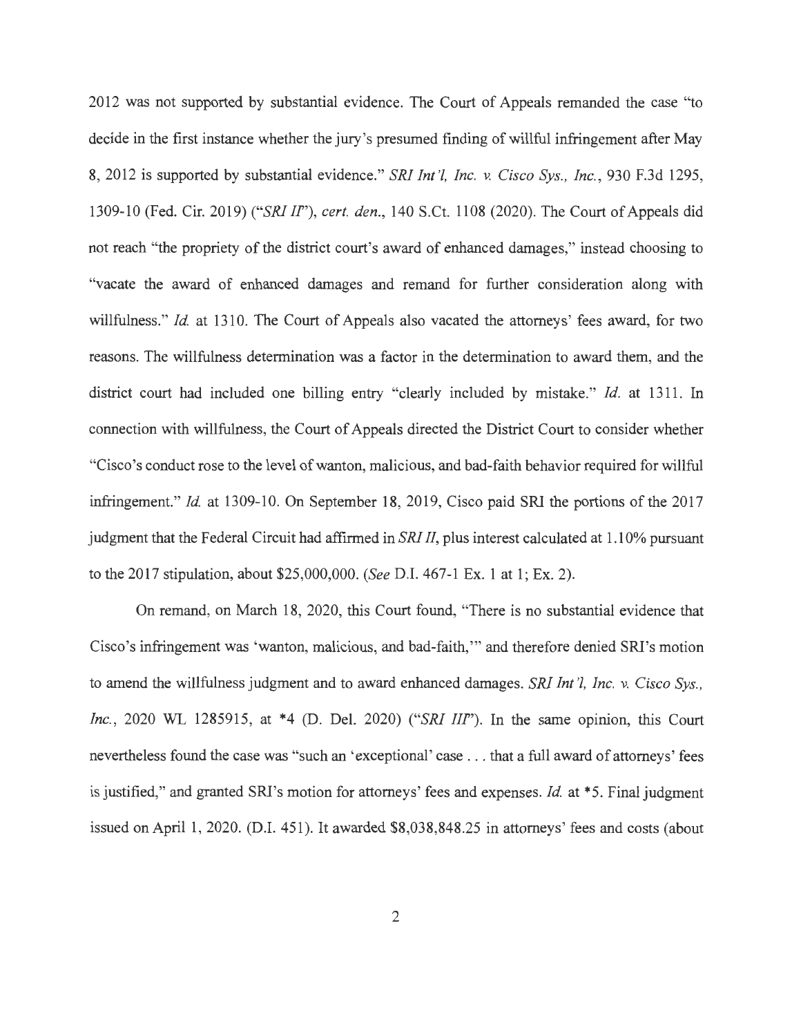2012 was not supported by substantial evidence. The Court of Appeals remanded the case "to decide in the first instance whether the jury's presumed finding of willful infringement after May 8, 2012 is supported by substantial evidence." *SRI Int'l, Inc. v. Cisco Sys., Inc.*, 930 F.3d 1295, 1309-10 (Fed. Cir. 2019) ("*SRI II*"), *cert. den.*, 140 S.Ct. 1108 (2020). The Court of Appeals did not reach "the propriety of the district court's award of enhanced damages," instead choosing to "vacate the award of enhanced damages and remand for further consideration along with willfulness." *Id.* at 1310. The Court of Appeals also vacated the attorneys' fees award, for two reasons. The willfulness determination was a factor in the determination to award them, and the district court had included one billing entry "clearly included by mistake." *Id.* at 1311. In connection with willfulness, the Court of Appeals directed the District Court to consider whether "Cisco's conduct rose to the level of wanton, malicious, and bad-faith behavior required for willful infringement." *Id.* at 1309-10. On September 18, 2019, Cisco paid SRI the portions of the 2017 judgment that the Federal Circuit had affirmed in *SRI II*, plus interest calculated at 1.10% pursuant to the 2017 stipulation, about $25,000,000. (*See* D.I. 467-1 Ex. 1 at 1; Ex. 2).

On remand, on March 18, 2020, this Court found, "There is no substantial evidence that Cisco's infringement was 'wanton, malicious, and bad-faith,'" and therefore denied SRI's motion to amend the willfulness judgment and to award enhanced damages. *SRI Int'l, Inc. v. Cisco Sys., Inc.*, 2020 WL 1285915, at *4 (D. Del. 2020) ("*SRI III*"). In the same opinion, this Court nevertheless found the case was "such an 'exceptional' case . . . that a full award of attorneys' fees is justified," and granted SRI's motion for attorneys' fees and expenses. *Id.* at *5. Final judgment issued on April 1, 2020. (D.I. 451). It awarded $8,038,848.25 in attorneys' fees and costs (about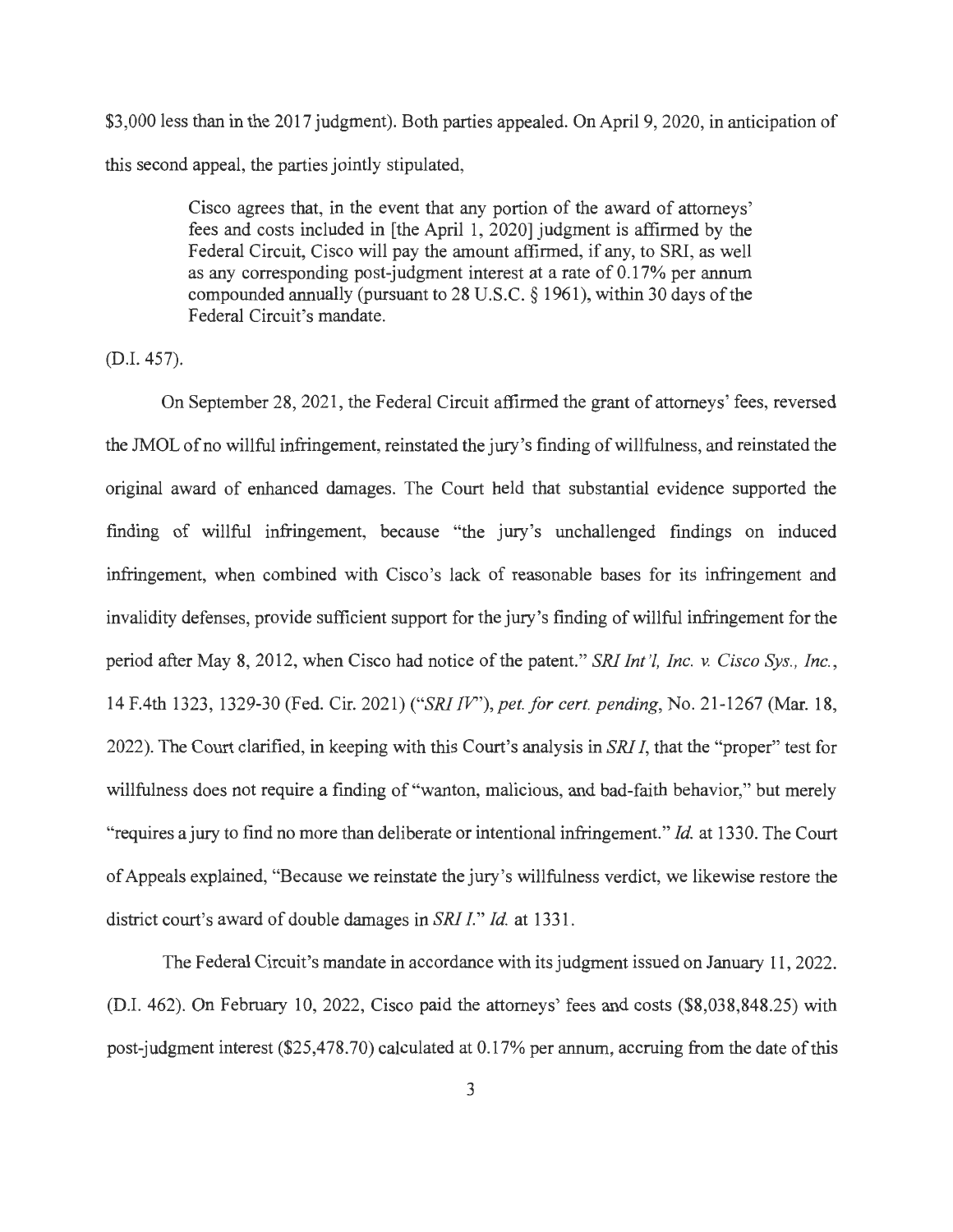$3,000 less than in the 2017 judgment). Both parties appealed. On April 9, 2020, in anticipation of this second appeal, the parties jointly stipulated,

> Cisco agrees that, in the event that any portion of the award of attorneys' fees and costs included in [the April 1, 2020] judgment is affirmed by the Federal Circuit, Cisco will pay the amount affirmed, if any, to SRI, as well as any corresponding post-judgment interest at a rate of 0.17% per annum compounded annually (pursuant to 28 U.S.C. § 1961), within 30 days of the Federal Circuit's mandate.

(D.I. 457).

On September 28, 2021, the Federal Circuit affirmed the grant of attorneys' fees, reversed the JMOL of no willful infringement, reinstated the jury's finding of willfulness, and reinstated the original award of enhanced damages. The Court held that substantial evidence supported the finding of willful infringement, because "the jury's unchallenged findings on induced infringement, when combined with Cisco's lack of reasonable bases for its infringement and invalidity defenses, provide sufficient support for the jury's finding of willful infringement for the period after May 8, 2012, when Cisco had notice of the patent." *SRI Int'l, Inc. v. Cisco Sys., Inc.*, 14 F.4th 1323, 1329-30 (Fed. Cir. 2021) ("*SRI IV*"), *pet. for cert. pending*, No. 21-1267 (Mar. 18, 2022). The Court clarified, in keeping with this Court's analysis in *SRI I*, that the "proper" test for willfulness does not require a finding of "wanton, malicious, and bad-faith behavior," but merely "requires a jury to find no more than deliberate or intentional infringement." *Id.* at 1330. The Court of Appeals explained, "Because we reinstate the jury's willfulness verdict, we likewise restore the district court's award of double damages in *SRI I*." *Id.* at 1331.

The Federal Circuit's mandate in accordance with its judgment issued on January 11, 2022. (D.I. 462). On February 10, 2022, Cisco paid the attorneys' fees and costs ($8,038,848.25) with post-judgment interest ($25,478.70) calculated at 0.17% per annum, accruing from the date of this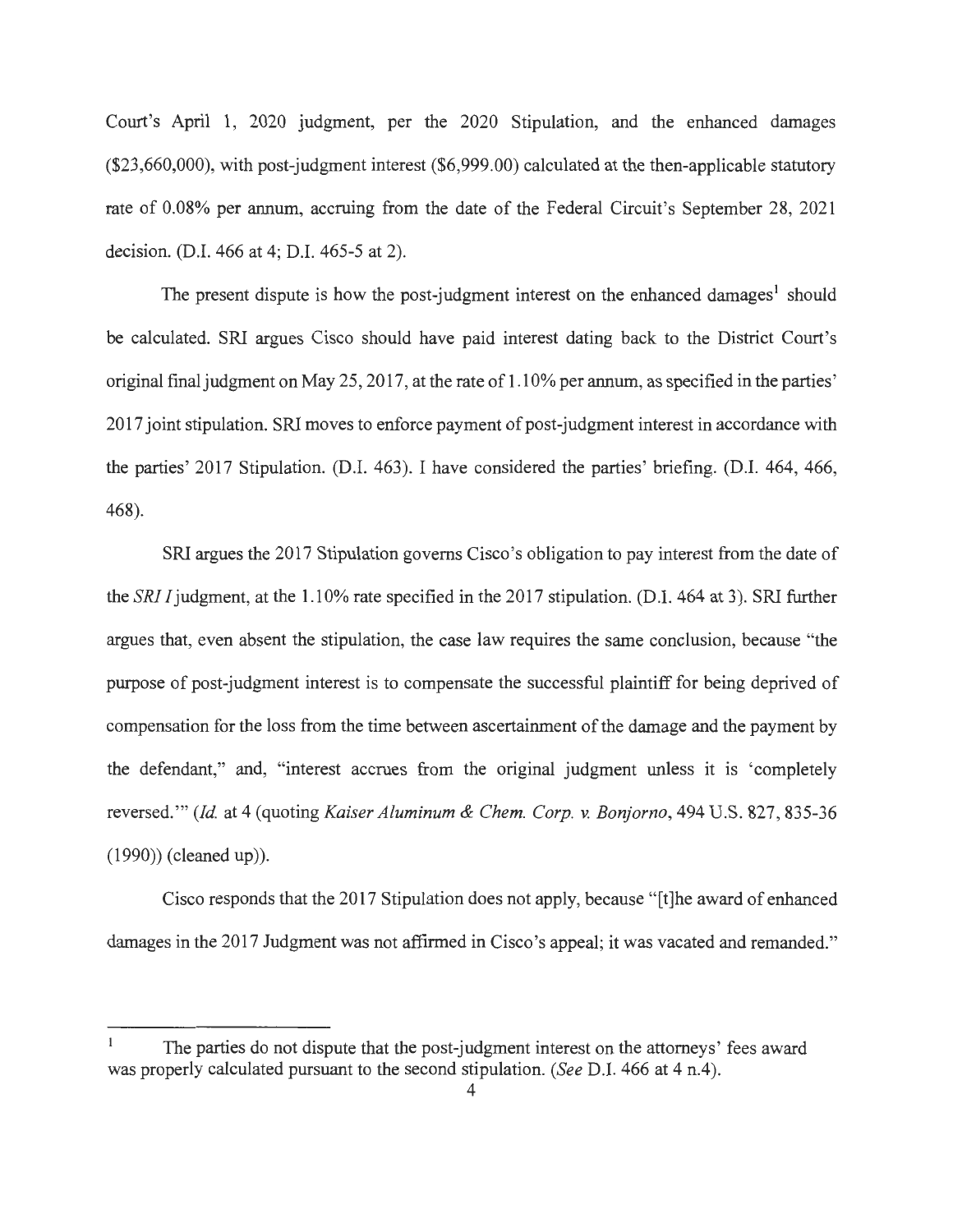Court's April 1, 2020 judgment, per the 2020 Stipulation, and the enhanced damages ($23,660,000), with post-judgment interest ($6,999.00) calculated at the then-applicable statutory rate of 0.08% per annum, accruing from the date of the Federal Circuit's September 28, 2021 decision. (D.I. 466 at 4; D.I. 465-5 at 2).

The present dispute is how the post-judgment interest on the enhanced damages[1] should be calculated. SRI argues Cisco should have paid interest dating back to the District Court's original final judgment on May 25, 2017, at the rate of 1.10% per annum, as specified in the parties' 2017 joint stipulation. SRI moves to enforce payment of post-judgment interest in accordance with the parties' 2017 Stipulation. (D.I. 463). I have considered the parties' briefing. (D.I. 464, 466, 468).

SRI argues the 2017 Stipulation governs Cisco's obligation to pay interest from the date of the *SRI I* judgment, at the 1.10% rate specified in the 2017 stipulation. (D.I. 464 at 3). SRI further argues that, even absent the stipulation, the case law requires the same conclusion, because "the purpose of post-judgment interest is to compensate the successful plaintiff for being deprived of compensation for the loss from the time between ascertainment of the damage and the payment by the defendant," and, "interest accrues from the original judgment unless it is 'completely reversed.'" (*Id.* at 4 (quoting *Kaiser Aluminum & Chem. Corp. v. Bonjorno*, 494 U.S. 827, 835-36 (1990)) (cleaned up)).

Cisco responds that the 2017 Stipulation does not apply, because "[t]he award of enhanced damages in the 2017 Judgment was not affirmed in Cisco's appeal; it was vacated and remanded."

---

[1] The parties do not dispute that the post-judgment interest on the attorneys' fees award was properly calculated pursuant to the second stipulation. (*See* D.I. 466 at 4 n.4).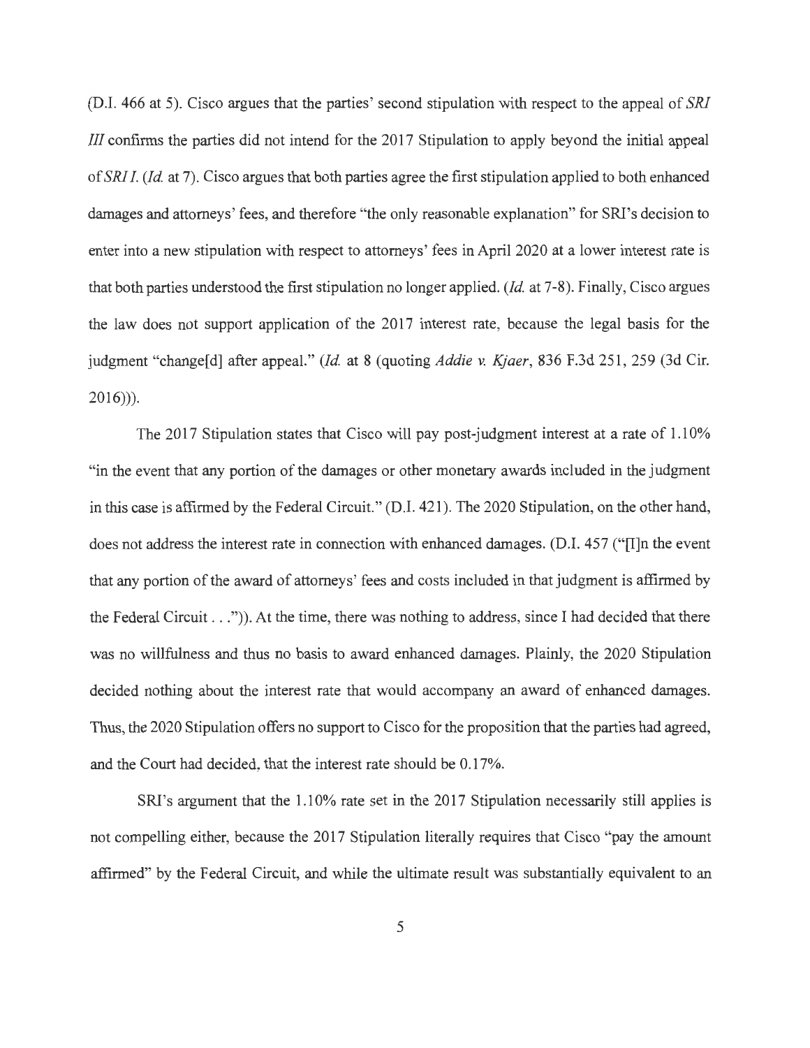(D.I. 466 at 5). Cisco argues that the parties' second stipulation with respect to the appeal of *SRI III* confirms the parties did not intend for the 2017 Stipulation to apply beyond the initial appeal of *SRI I*. (*Id.* at 7). Cisco argues that both parties agree the first stipulation applied to both enhanced damages and attorneys' fees, and therefore "the only reasonable explanation" for SRI's decision to enter into a new stipulation with respect to attorneys' fees in April 2020 at a lower interest rate is that both parties understood the first stipulation no longer applied. (*Id.* at 7-8). Finally, Cisco argues the law does not support application of the 2017 interest rate, because the legal basis for the judgment "change[d] after appeal." (*Id.* at 8 (quoting *Addie v. Kjaer*, 836 F.3d 251, 259 (3d Cir. 2016))).

The 2017 Stipulation states that Cisco will pay post-judgment interest at a rate of 1.10% "in the event that any portion of the damages or other monetary awards included in the judgment in this case is affirmed by the Federal Circuit." (D.I. 421). The 2020 Stipulation, on the other hand, does not address the interest rate in connection with enhanced damages. (D.I. 457 ("[I]n the event that any portion of the award of attorneys' fees and costs included in that judgment is affirmed by the Federal Circuit . . .")). At the time, there was nothing to address, since I had decided that there was no willfulness and thus no basis to award enhanced damages. Plainly, the 2020 Stipulation decided nothing about the interest rate that would accompany an award of enhanced damages. Thus, the 2020 Stipulation offers no support to Cisco for the proposition that the parties had agreed, and the Court had decided, that the interest rate should be 0.17%.

SRI's argument that the 1.10% rate set in the 2017 Stipulation necessarily still applies is not compelling either, because the 2017 Stipulation literally requires that Cisco "pay the amount affirmed" by the Federal Circuit, and while the ultimate result was substantially equivalent to an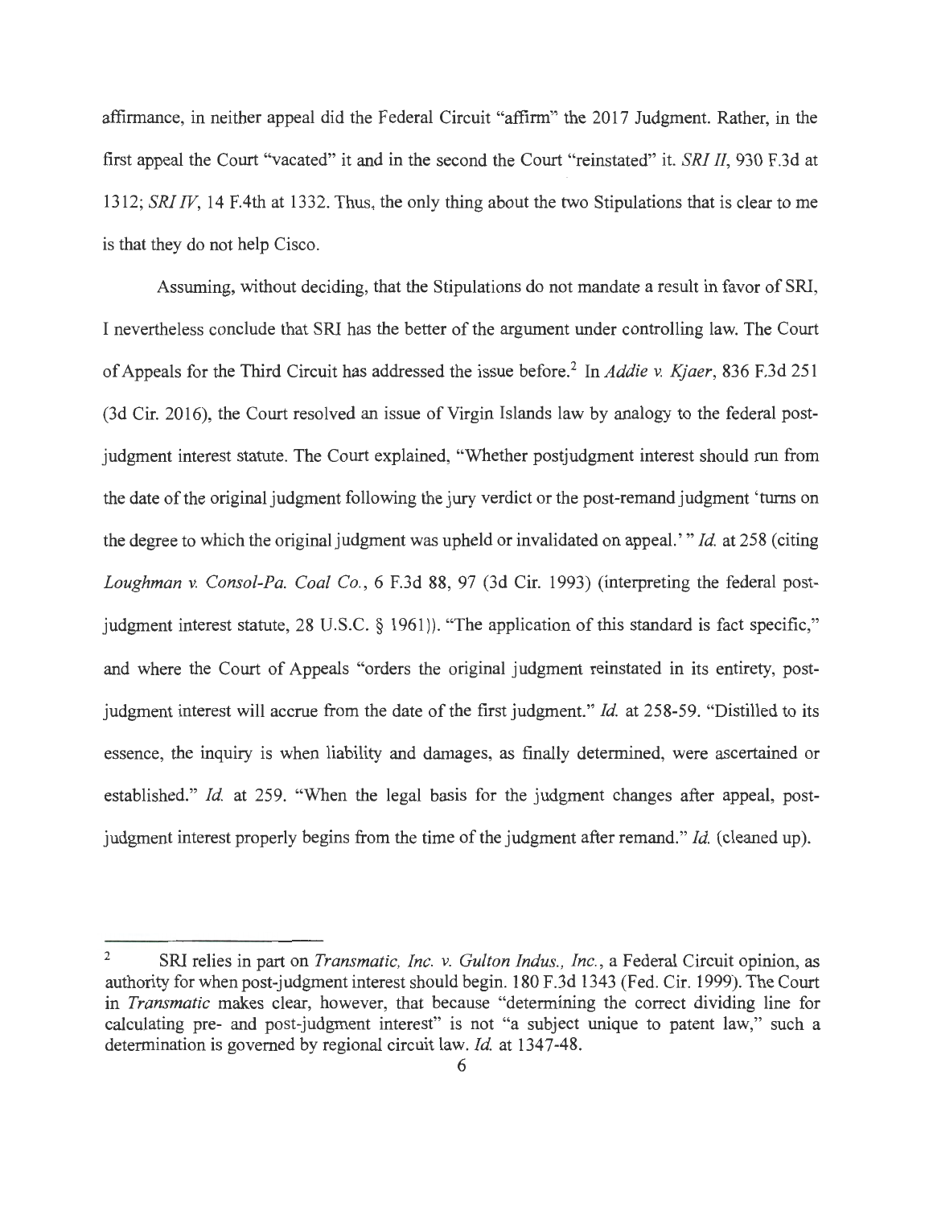affirmance, in neither appeal did the Federal Circuit "affirm" the 2017 Judgment. Rather, in the first appeal the Court "vacated" it and in the second the Court "reinstated" it. *SRI II*, 930 F.3d at 1312; *SRI IV*, 14 F.4th at 1332. Thus, the only thing about the two Stipulations that is clear to me is that they do not help Cisco.

Assuming, without deciding, that the Stipulations do not mandate a result in favor of SRI, I nevertheless conclude that SRI has the better of the argument under controlling law. The Court of Appeals for the Third Circuit has addressed the issue before.[2] In *Addie v. Kjaer*, 836 F.3d 251 (3d Cir. 2016), the Court resolved an issue of Virgin Islands law by analogy to the federal post-judgment interest statute. The Court explained, "Whether postjudgment interest should run from the date of the original judgment following the jury verdict or the post-remand judgment 'turns on the degree to which the original judgment was upheld or invalidated on appeal.'" *Id.* at 258 (citing *Loughman v. Consol-Pa. Coal Co.*, 6 F.3d 88, 97 (3d Cir. 1993) (interpreting the federal post-judgment interest statute, 28 U.S.C. § 1961)). "The application of this standard is fact specific," and where the Court of Appeals "orders the original judgment reinstated in its entirety, post-judgment interest will accrue from the date of the first judgment." *Id.* at 258-59. "Distilled to its essence, the inquiry is when liability and damages, as finally determined, were ascertained or established." *Id.* at 259. "When the legal basis for the judgment changes after appeal, post-judgment interest properly begins from the time of the judgment after remand." *Id.* (cleaned up).

---

[2] SRI relies in part on *Transmatic, Inc. v. Gulton Indus., Inc.*, a Federal Circuit opinion, as authority for when post-judgment interest should begin. 180 F.3d 1343 (Fed. Cir. 1999). The Court in *Transmatic* makes clear, however, that because "determining the correct dividing line for calculating pre- and post-judgment interest" is not "a subject unique to patent law," such a determination is governed by regional circuit law. *Id.* at 1347-48.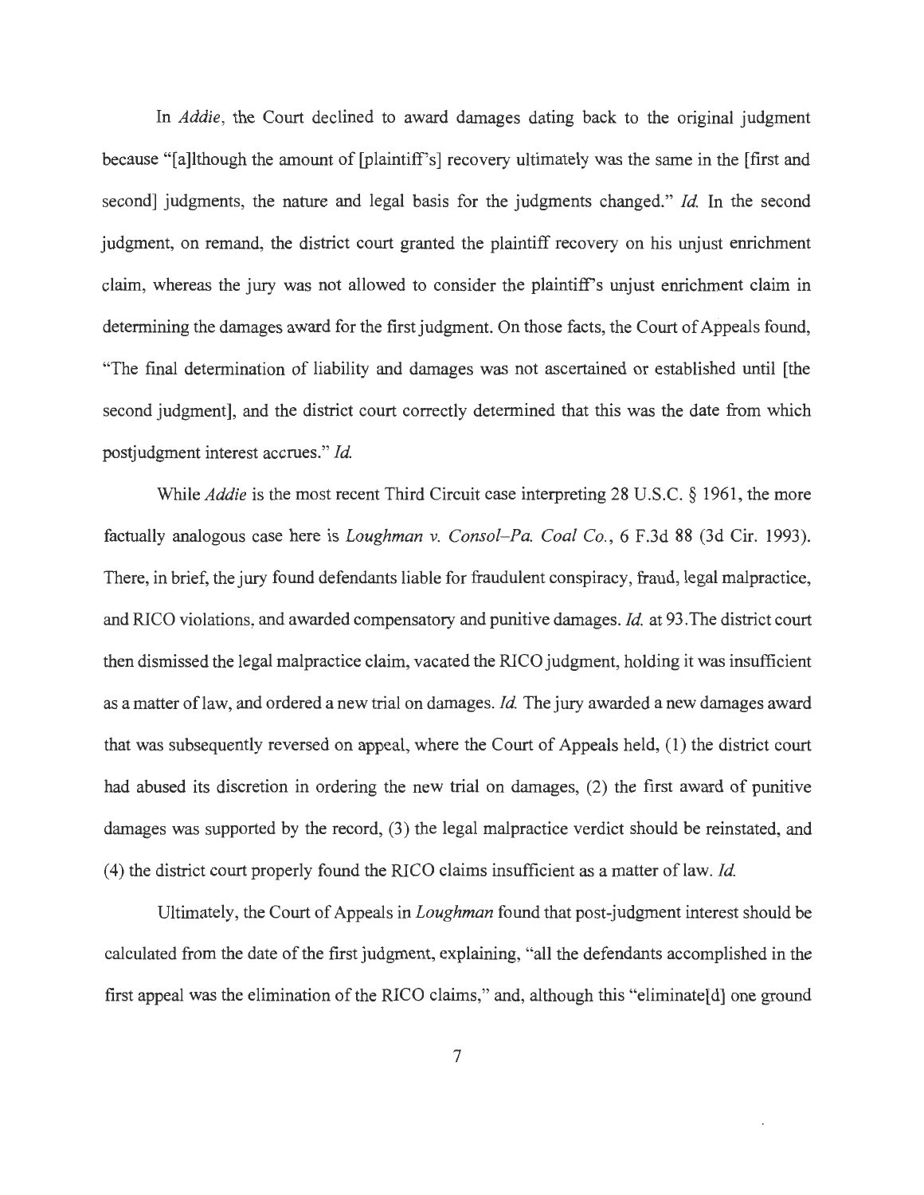In *Addie*, the Court declined to award damages dating back to the original judgment because "[a]lthough the amount of [plaintiff's] recovery ultimately was the same in the [first and second] judgments, the nature and legal basis for the judgments changed." *Id.* In the second judgment, on remand, the district court granted the plaintiff recovery on his unjust enrichment claim, whereas the jury was not allowed to consider the plaintiff's unjust enrichment claim in determining the damages award for the first judgment. On those facts, the Court of Appeals found, "The final determination of liability and damages was not ascertained or established until [the second judgment], and the district court correctly determined that this was the date from which postjudgment interest accrues." *Id.*

While *Addie* is the most recent Third Circuit case interpreting 28 U.S.C. § 1961, the more factually analogous case here is *Loughman v. Consol–Pa. Coal Co.*, 6 F.3d 88 (3d Cir. 1993). There, in brief, the jury found defendants liable for fraudulent conspiracy, fraud, legal malpractice, and RICO violations, and awarded compensatory and punitive damages. *Id.* at 93.The district court then dismissed the legal malpractice claim, vacated the RICO judgment, holding it was insufficient as a matter of law, and ordered a new trial on damages. *Id.* The jury awarded a new damages award that was subsequently reversed on appeal, where the Court of Appeals held, (1) the district court had abused its discretion in ordering the new trial on damages, (2) the first award of punitive damages was supported by the record, (3) the legal malpractice verdict should be reinstated, and (4) the district court properly found the RICO claims insufficient as a matter of law. *Id.*

Ultimately, the Court of Appeals in *Loughman* found that post-judgment interest should be calculated from the date of the first judgment, explaining, "all the defendants accomplished in the first appeal was the elimination of the RICO claims," and, although this "eliminate[d] one ground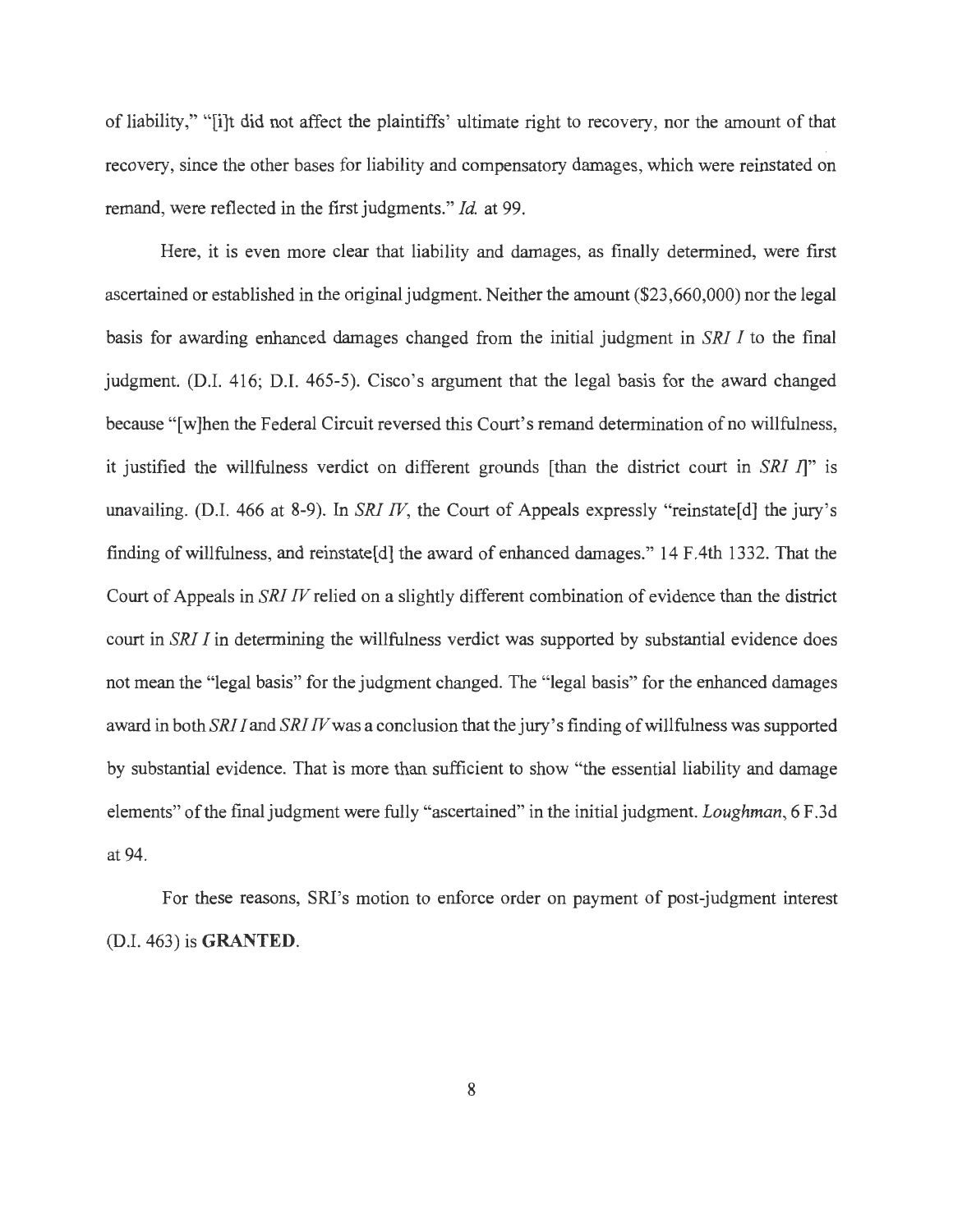of liability," "[i]t did not affect the plaintiffs' ultimate right to recovery, nor the amount of that recovery, since the other bases for liability and compensatory damages, which were reinstated on remand, were reflected in the first judgments." *Id.* at 99.

Here, it is even more clear that liability and damages, as finally determined, were first ascertained or established in the original judgment. Neither the amount ($23,660,000) nor the legal basis for awarding enhanced damages changed from the initial judgment in *SRI I* to the final judgment. (D.I. 416; D.I. 465-5). Cisco's argument that the legal basis for the award changed because "[w]hen the Federal Circuit reversed this Court's remand determination of no willfulness, it justified the willfulness verdict on different grounds [than the district court in *SRI I*]" is unavailing. (D.I. 466 at 8-9). In *SRI IV*, the Court of Appeals expressly "reinstate[d] the jury's finding of willfulness, and reinstate[d] the award of enhanced damages." 14 F.4th 1332. That the Court of Appeals in *SRI IV* relied on a slightly different combination of evidence than the district court in *SRI I* in determining the willfulness verdict was supported by substantial evidence does not mean the "legal basis" for the judgment changed. The "legal basis" for the enhanced damages award in both *SRI I* and *SRI IV* was a conclusion that the jury's finding of willfulness was supported by substantial evidence. That is more than sufficient to show "the essential liability and damage elements" of the final judgment were fully "ascertained" in the initial judgment. *Loughman*, 6 F.3d at 94.

For these reasons, SRI's motion to enforce order on payment of post-judgment interest (D.I. 463) is **GRANTED**.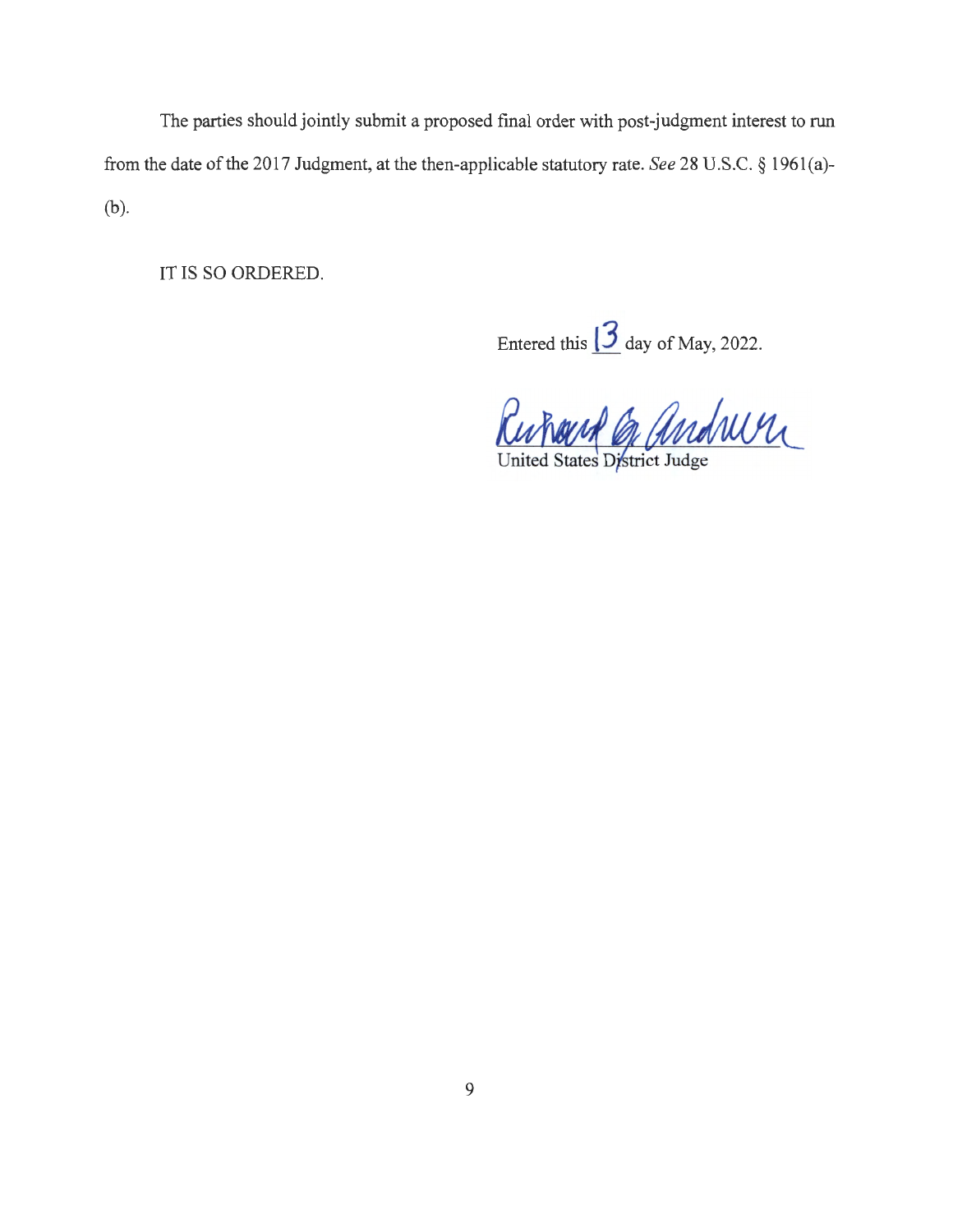The parties should jointly submit a proposed final order with post-judgment interest to run from the date of the 2017 Judgment, at the then-applicable statutory rate. *See* 28 U.S.C. § 1961(a)-(b).

IT IS SO ORDERED.

Entered this 13 day of May, 2022.

United States District Judge